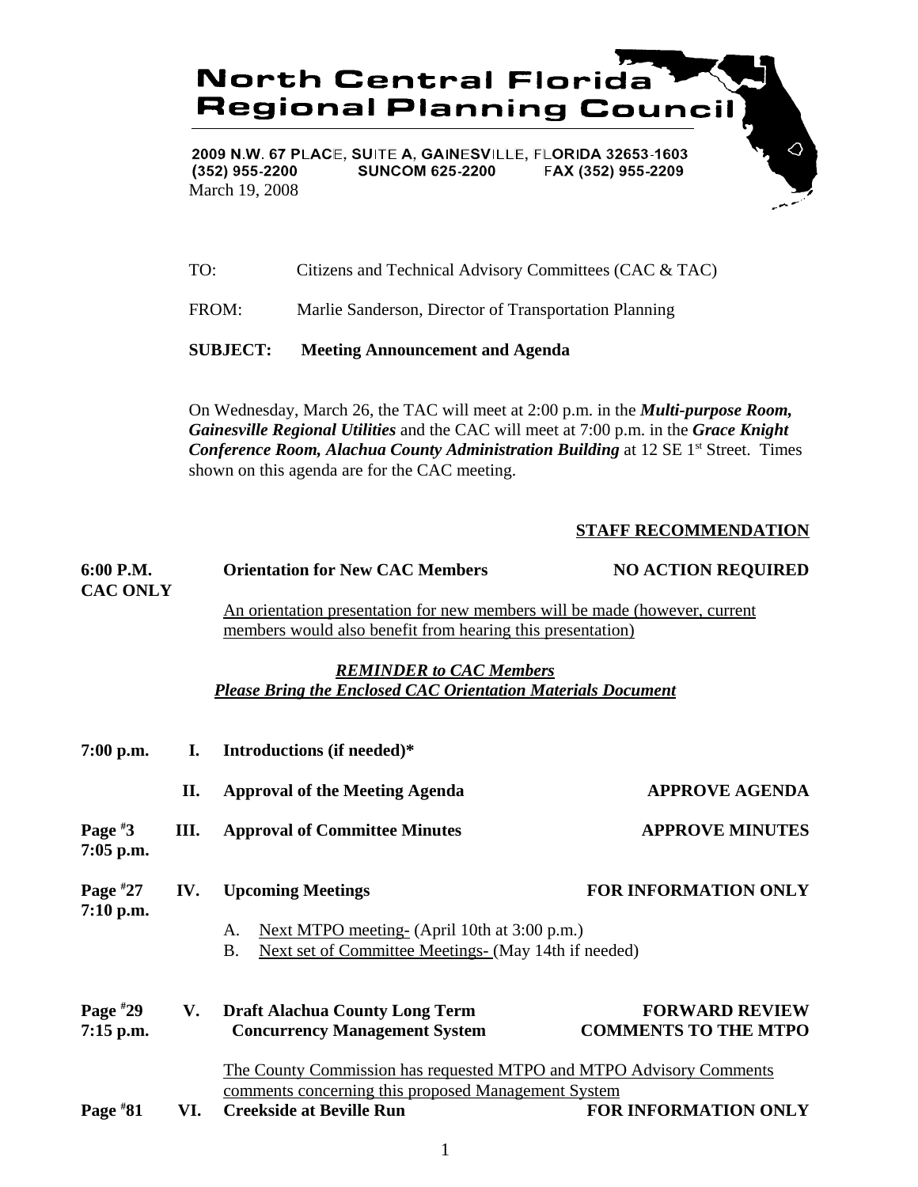# North Central Florida Regional Planning Council

2009 N.W. 67 PLACE, SUITE A, GAINESVILLE, FLORIDA 32653-1603
(352) 955-2200 SUNCOM 625-2200 FAX (352) 955-2209

March 19, 2008

TO: Citizens and Technical Advisory Committees (CAC & TAC)

FROM: Marlie Sanderson, Director of Transportation Planning

**SUBJECT: Meeting Announcement and Agenda**

On Wednesday, March 26, the TAC will meet at 2:00 p.m. in the ***Multi-purpose Room, Gainesville Regional Utilities*** and the CAC will meet at 7:00 p.m. in the ***Grace Knight Conference Room, Alachua County Administration Building*** at 12 SE 1st Street. Times shown on this agenda are for the CAC meeting.

**STAFF RECOMMENDATION**

**6:00 P.M. CAC ONLY** — **Orientation for New CAC Members** — **NO ACTION REQUIRED**

An orientation presentation for new members will be made (however, current members would also benefit from hearing this presentation)

***REMINDER to CAC Members***
***Please Bring the Enclosed CAC Orientation Materials Document***

**7:00 p.m. — I. Introductions (if needed)***

**II. Approval of the Meeting Agenda** — **APPROVE AGENDA**

**Page #3, 7:05 p.m. — III. Approval of Committee Minutes** — **APPROVE MINUTES**

**Page #27, 7:10 p.m. — IV. Upcoming Meetings** — **FOR INFORMATION ONLY**

A. Next MTPO meeting- (April 10th at 3:00 p.m.)
B. Next set of Committee Meetings- (May 14th if needed)

**Page #29, 7:15 p.m. — V. Draft Alachua County Long Term Concurrency Management System** — **FORWARD REVIEW COMMENTS TO THE MTPO**

The County Commission has requested MTPO and MTPO Advisory Comments comments concerning this proposed Management System

**Page #81 — VI. Creekside at Beville Run** — **FOR INFORMATION ONLY**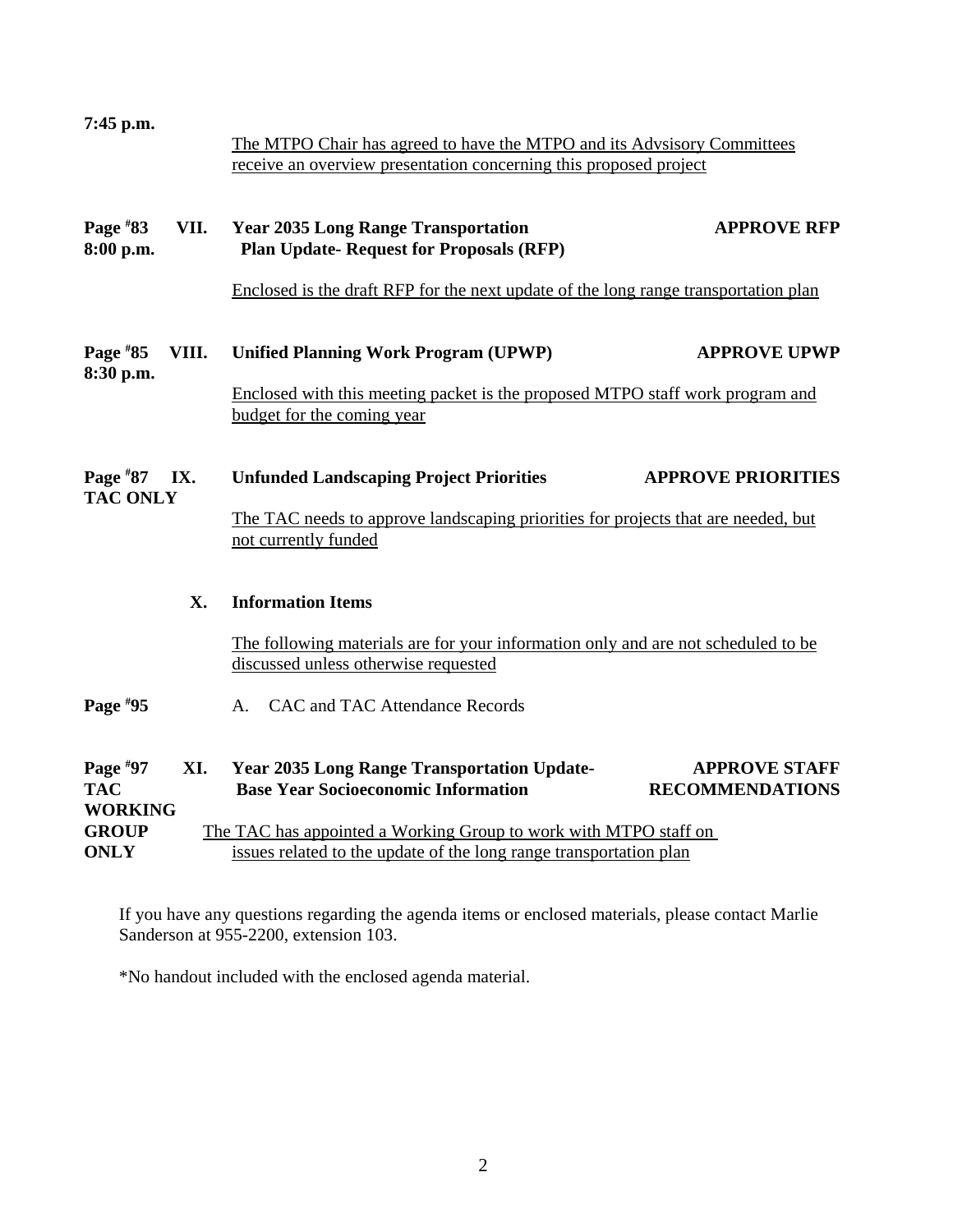**7:45 p.m.**

The MTPO Chair has agreed to have the MTPO and its Advsisory Committees receive an overview presentation concerning this proposed project

**Page #83 VII. Year 2035 Long Range Transportation Plan Update- Request for Proposals (RFP)** **APPROVE RFP**
**8:00 p.m.**

Enclosed is the draft RFP for the next update of the long range transportation plan

**Page #85 VIII. Unified Planning Work Program (UPWP)** **APPROVE UPWP**
**8:30 p.m.**

Enclosed with this meeting packet is the proposed MTPO staff work program and budget for the coming year

**Page #87 IX. Unfunded Landscaping Project Priorities** **APPROVE PRIORITIES**
**TAC ONLY**

The TAC needs to approve landscaping priorities for projects that are needed, but not currently funded

**X. Information Items**

The following materials are for your information only and are not scheduled to be discussed unless otherwise requested

**Page #95** A. CAC and TAC Attendance Records

**Page #97 XI. Year 2035 Long Range Transportation Update- Base Year Socioeconomic Information** **APPROVE STAFF RECOMMENDATIONS**
**TAC WORKING GROUP ONLY**

The TAC has appointed a Working Group to work with MTPO staff on issues related to the update of the long range transportation plan

If you have any questions regarding the agenda items or enclosed materials, please contact Marlie Sanderson at 955-2200, extension 103.

*No handout included with the enclosed agenda material.